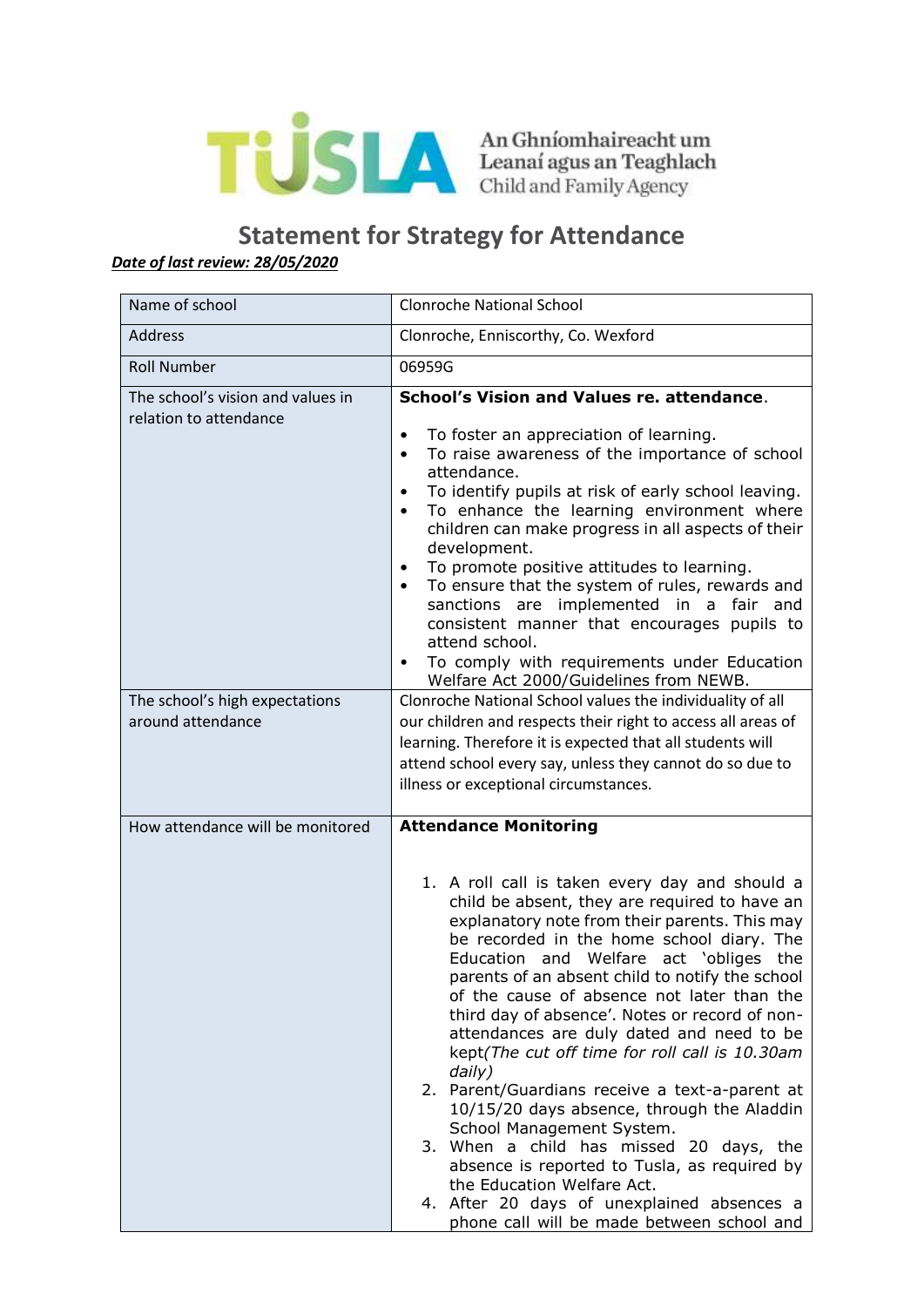An Ghníomhaireacht um Leanaí agus an Teaghlach
Child and Family Agency

# Statement for Strategy for Attendance

***Date of last review: 28/05/2020***

| | |
|---|---|
| Name of school | Clonroche National School |
| Address | Clonroche, Enniscorthy, Co. Wexford |
| Roll Number | 06959G |
| The school's vision and values in relation to attendance | **School's Vision and Values re. attendance**.<br>• To foster an appreciation of learning.<br>• To raise awareness of the importance of school attendance.<br>• To identify pupils at risk of early school leaving.<br>• To enhance the learning environment where children can make progress in all aspects of their development.<br>• To promote positive attitudes to learning.<br>• To ensure that the system of rules, rewards and sanctions are implemented in a fair and consistent manner that encourages pupils to attend school.<br>• To comply with requirements under Education Welfare Act 2000/Guidelines from NEWB. |
| The school's high expectations around attendance | Clonroche National School values the individuality of all our children and respects their right to access all areas of learning. Therefore it is expected that all students will attend school every say, unless they cannot do so due to illness or exceptional circumstances. |
| How attendance will be monitored | **Attendance Monitoring**<br>1. A roll call is taken every day and should a child be absent, they are required to have an explanatory note from their parents. This may be recorded in the home school diary. The Education and Welfare act 'obliges the parents of an absent child to notify the school of the cause of absence not later than the third day of absence'. Notes or record of non-attendances are duly dated and need to be kept*(The cut off time for roll call is 10.30am daily)*<br>2. Parent/Guardians receive a text-a-parent at 10/15/20 days absence, through the Aladdin School Management System.<br>3. When a child has missed 20 days, the absence is reported to Tusla, as required by the Education Welfare Act.<br>4. After 20 days of unexplained absences a phone call will be made between school and |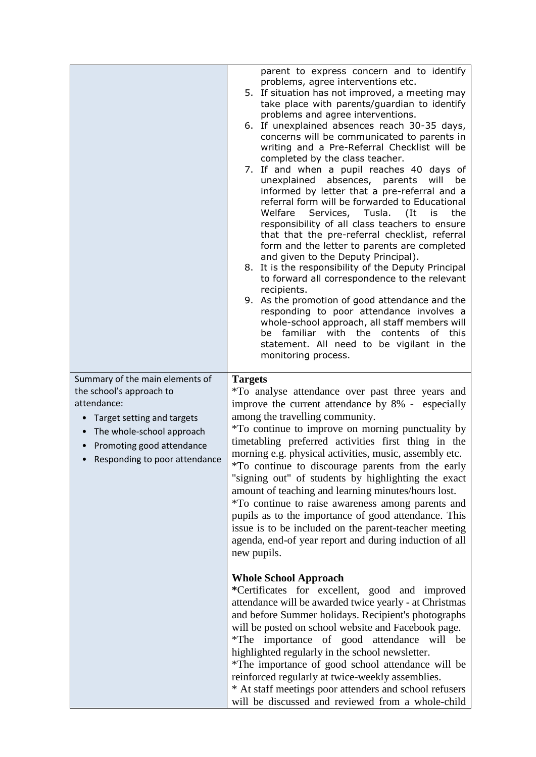| | |
|---|---|
| | parent to express concern and to identify problems, agree interventions etc.<br>5. If situation has not improved, a meeting may take place with parents/guardian to identify problems and agree interventions.<br>6. If unexplained absences reach 30-35 days, concerns will be communicated to parents in writing and a Pre-Referral Checklist will be completed by the class teacher.<br>7. If and when a pupil reaches 40 days of unexplained absences, parents will be informed by letter that a pre-referral and a referral form will be forwarded to Educational Welfare Services, Tusla. (It is the responsibility of all class teachers to ensure that that the pre-referral checklist, referral form and the letter to parents are completed and given to the Deputy Principal).<br>8. It is the responsibility of the Deputy Principal to forward all correspondence to the relevant recipients.<br>9. As the promotion of good attendance and the responding to poor attendance involves a whole-school approach, all staff members will be familiar with the contents of this statement. All need to be vigilant in the monitoring process. |
| Summary of the main elements of the school's approach to attendance:<br>• Target setting and targets<br>• The whole-school approach<br>• Promoting good attendance<br>• Responding to poor attendance | **Targets**<br>*To analyse attendance over past three years and improve the current attendance by 8% - especially among the travelling community.<br>*To continue to improve on morning punctuality by timetabling preferred activities first thing in the morning e.g. physical activities, music, assembly etc.<br>*To continue to discourage parents from the early "signing out" of students by highlighting the exact amount of teaching and learning minutes/hours lost.<br>*To continue to raise awareness among parents and pupils as to the importance of good attendance. This issue is to be included on the parent-teacher meeting agenda, end-of year report and during induction of all new pupils.<br><br>**Whole School Approach**<br>*Certificates for excellent, good and improved attendance will be awarded twice yearly - at Christmas and before Summer holidays. Recipient's photographs will be posted on school website and Facebook page.<br>*The importance of good attendance will be highlighted regularly in the school newsletter.<br>*The importance of good school attendance will be reinforced regularly at twice-weekly assemblies.<br>* At staff meetings poor attenders and school refusers will be discussed and reviewed from a whole-child |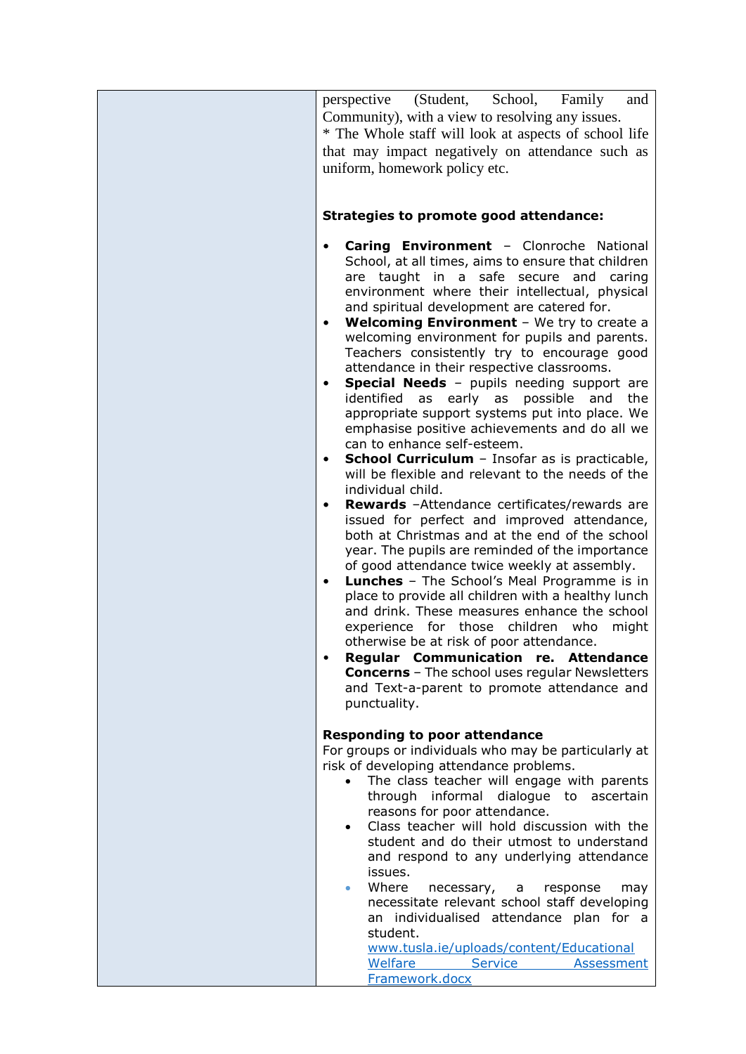| | perspective (Student, School, Family and Community), with a view to resolving any issues.<br>* The Whole staff will look at aspects of school life that may impact negatively on attendance such as uniform, homework policy etc.<br><br>**Strategies to promote good attendance:**<br><br>• **Caring Environment** – Clonroche National School, at all times, aims to ensure that children are taught in a safe secure and caring environment where their intellectual, physical and spiritual development are catered for.<br>• **Welcoming Environment** – We try to create a welcoming environment for pupils and parents. Teachers consistently try to encourage good attendance in their respective classrooms.<br>• **Special Needs** – pupils needing support are identified as early as possible and the appropriate support systems put into place. We emphasise positive achievements and do all we can to enhance self-esteem.<br>• **School Curriculum** – Insofar as is practicable, will be flexible and relevant to the needs of the individual child.<br>• **Rewards** –Attendance certificates/rewards are issued for perfect and improved attendance, both at Christmas and at the end of the school year. The pupils are reminded of the importance of good attendance twice weekly at assembly.<br>• **Lunches** – The School's Meal Programme is in place to provide all children with a healthy lunch and drink. These measures enhance the school experience for those children who might otherwise be at risk of poor attendance.<br>• **Regular Communication re. Attendance Concerns** – The school uses regular Newsletters and Text-a-parent to promote attendance and punctuality.<br><br>**Responding to poor attendance**<br>For groups or individuals who may be particularly at risk of developing attendance problems.<br>• The class teacher will engage with parents through informal dialogue to ascertain reasons for poor attendance.<br>• Class teacher will hold discussion with the student and do their utmost to understand and respond to any underlying attendance issues.<br>• Where necessary, a response may necessitate relevant school staff developing an individualised attendance plan for a student. www.tusla.ie/uploads/content/Educational Welfare Service Assessment Framework.docx |
|---|---|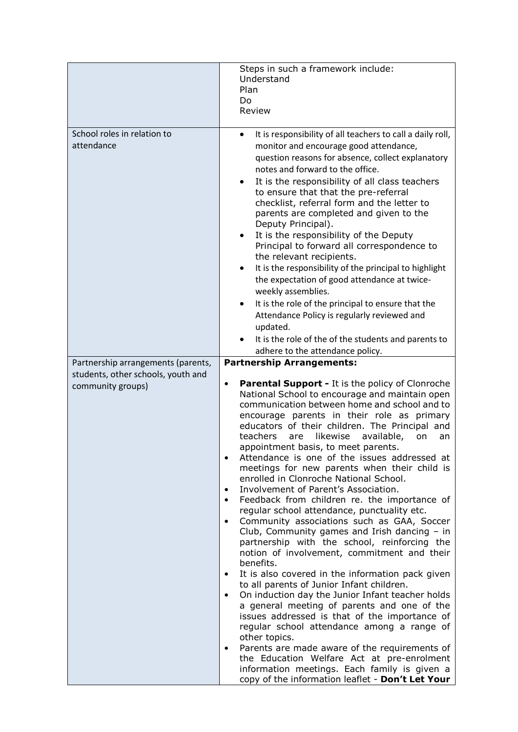| | |
|---|---|
| | Steps in such a framework include:<br>Understand<br>Plan<br>Do<br>Review |
| School roles in relation to attendance | • It is responsibility of all teachers to call a daily roll, monitor and encourage good attendance, question reasons for absence, collect explanatory notes and forward to the office.<br>• It is the responsibility of all class teachers to ensure that that the pre-referral checklist, referral form and the letter to parents are completed and given to the Deputy Principal).<br>• It is the responsibility of the Deputy Principal to forward all correspondence to the relevant recipients.<br>• It is the responsibility of the principal to highlight the expectation of good attendance at twice-weekly assemblies.<br>• It is the role of the principal to ensure that the Attendance Policy is regularly reviewed and updated.<br>• It is the role of the of the students and parents to adhere to the attendance policy. |
| Partnership arrangements (parents, students, other schools, youth and community groups) | **Partnership Arrangements:**<br>• **Parental Support -** It is the policy of Clonroche National School to encourage and maintain open communication between home and school and to encourage parents in their role as primary educators of their children. The Principal and teachers are likewise available, on an appointment basis, to meet parents.<br>• Attendance is one of the issues addressed at meetings for new parents when their child is enrolled in Clonroche National School.<br>• Involvement of Parent's Association.<br>• Feedback from children re. the importance of regular school attendance, punctuality etc.<br>• Community associations such as GAA, Soccer Club, Community games and Irish dancing – in partnership with the school, reinforcing the notion of involvement, commitment and their benefits.<br>• It is also covered in the information pack given to all parents of Junior Infant children.<br>• On induction day the Junior Infant teacher holds a general meeting of parents and one of the issues addressed is that of the importance of regular school attendance among a range of other topics.<br>• Parents are made aware of the requirements of the Education Welfare Act at pre-enrolment information meetings. Each family is given a copy of the information leaflet - **Don't Let Your** |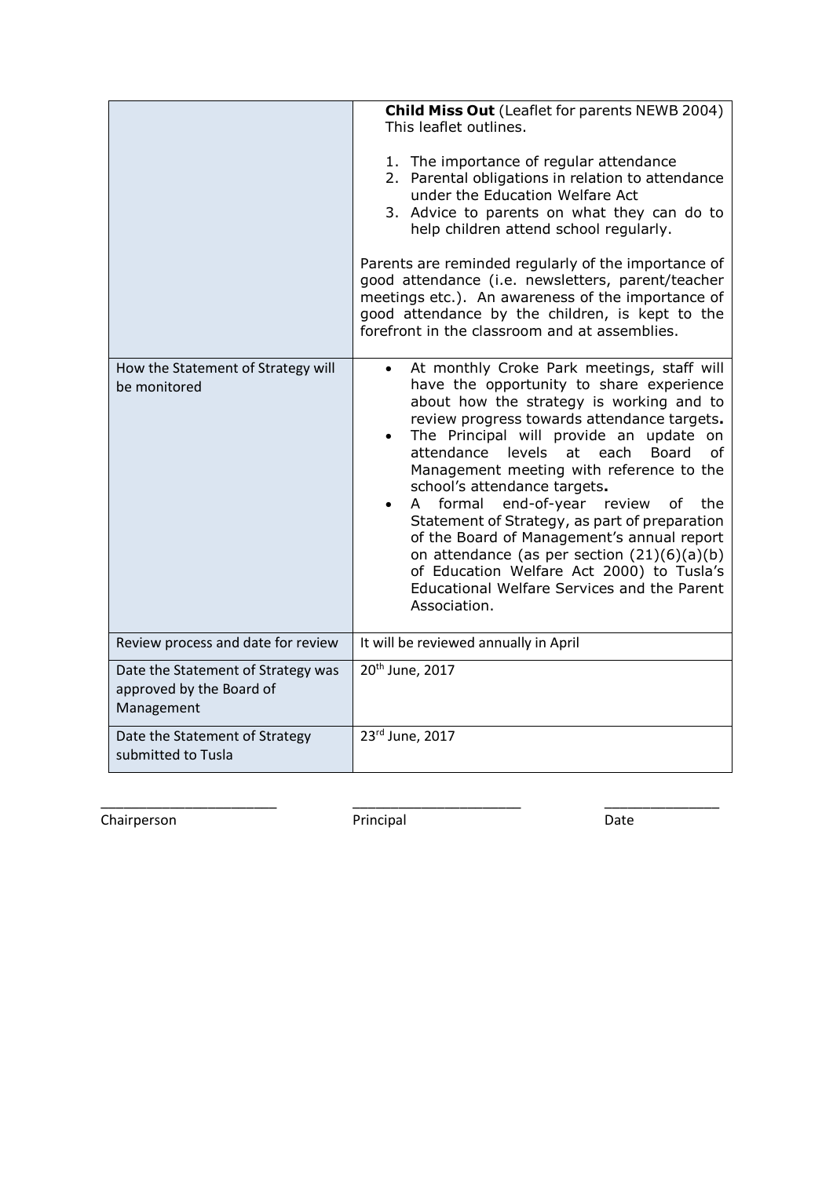| | |
|---|---|
| | **Child Miss Out** (Leaflet for parents NEWB 2004) This leaflet outlines.<br><br>1. The importance of regular attendance<br>2. Parental obligations in relation to attendance under the Education Welfare Act<br>3. Advice to parents on what they can do to help children attend school regularly.<br><br>Parents are reminded regularly of the importance of good attendance (i.e. newsletters, parent/teacher meetings etc.). An awareness of the importance of good attendance by the children, is kept to the forefront in the classroom and at assemblies. |
| How the Statement of Strategy will be monitored | • At monthly Croke Park meetings, staff will have the opportunity to share experience about how the strategy is working and to review progress towards attendance targets**.**<br>• The Principal will provide an update on attendance levels at each Board of Management meeting with reference to the school's attendance targets**.**<br>• A formal end-of-year review of the Statement of Strategy, as part of preparation of the Board of Management's annual report on attendance (as per section (21)(6)(a)(b) of Education Welfare Act 2000) to Tusla's Educational Welfare Services and the Parent Association. |
| Review process and date for review | It will be reviewed annually in April |
| Date the Statement of Strategy was approved by the Board of Management | 20th June, 2017 |
| Date the Statement of Strategy submitted to Tusla | 23rd June, 2017 |

_______________________ _______________________ _______________

Chairperson Principal Date